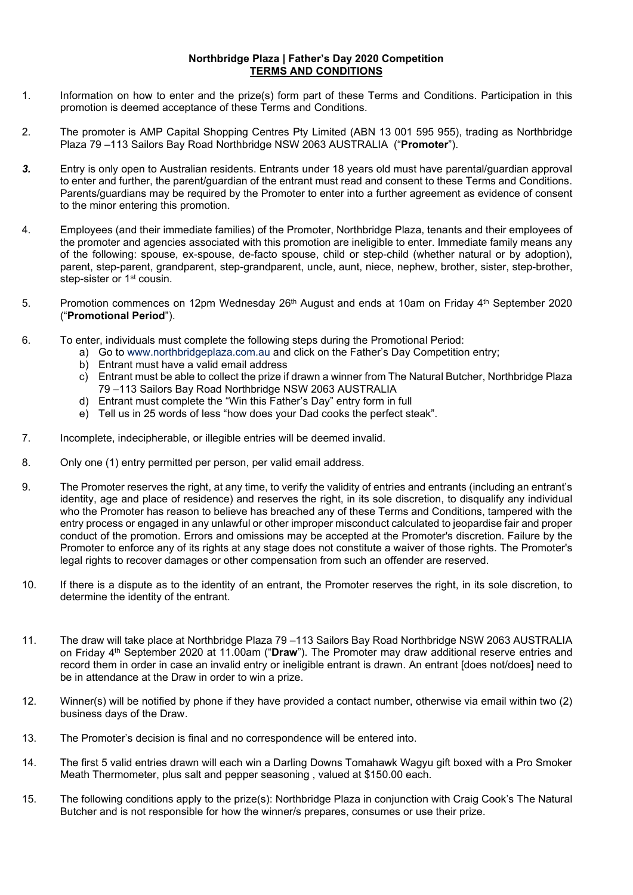# Northbridge Plaza | Father's Day 2020 Competition

## TERMS AND CONDITIONS

1. Information on how to enter and the prize(s) form part of these Terms and Conditions. Participation in this promotion is deemed acceptance of these Terms and Conditions.

2. The promoter is AMP Capital Shopping Centres Pty Limited (ABN 13 001 595 955), trading as Northbridge Plaza 79 –113 Sailors Bay Road Northbridge NSW 2063 AUSTRALIA ("**Promoter**").

3. Entry is only open to Australian residents. Entrants under 18 years old must have parental/guardian approval to enter and further, the parent/guardian of the entrant must read and consent to these Terms and Conditions. Parents/guardians may be required by the Promoter to enter into a further agreement as evidence of consent to the minor entering this promotion.

4. Employees (and their immediate families) of the Promoter, Northbridge Plaza, tenants and their employees of the promoter and agencies associated with this promotion are ineligible to enter. Immediate family means any of the following: spouse, ex-spouse, de-facto spouse, child or step-child (whether natural or by adoption), parent, step-parent, grandparent, step-grandparent, uncle, aunt, niece, nephew, brother, sister, step-brother, step-sister or 1st cousin.

5. Promotion commences on 12pm Wednesday 26th August and ends at 10am on Friday 4th September 2020 ("**Promotional Period**").

6. To enter, individuals must complete the following steps during the Promotional Period:
   a) Go to www.northbridgeplaza.com.au and click on the Father's Day Competition entry;
   b) Entrant must have a valid email address
   c) Entrant must be able to collect the prize if drawn a winner from The Natural Butcher, Northbridge Plaza 79 –113 Sailors Bay Road Northbridge NSW 2063 AUSTRALIA
   d) Entrant must complete the "Win this Father's Day" entry form in full
   e) Tell us in 25 words of less "how does your Dad cooks the perfect steak".

7. Incomplete, indecipherable, or illegible entries will be deemed invalid.

8. Only one (1) entry permitted per person, per valid email address.

9. The Promoter reserves the right, at any time, to verify the validity of entries and entrants (including an entrant's identity, age and place of residence) and reserves the right, in its sole discretion, to disqualify any individual who the Promoter has reason to believe has breached any of these Terms and Conditions, tampered with the entry process or engaged in any unlawful or other improper misconduct calculated to jeopardise fair and proper conduct of the promotion. Errors and omissions may be accepted at the Promoter's discretion. Failure by the Promoter to enforce any of its rights at any stage does not constitute a waiver of those rights. The Promoter's legal rights to recover damages or other compensation from such an offender are reserved.

10. If there is a dispute as to the identity of an entrant, the Promoter reserves the right, in its sole discretion, to determine the identity of the entrant.

11. The draw will take place at Northbridge Plaza 79 –113 Sailors Bay Road Northbridge NSW 2063 AUSTRALIA on Friday 4th September 2020 at 11.00am ("**Draw**"). The Promoter may draw additional reserve entries and record them in order in case an invalid entry or ineligible entrant is drawn. An entrant [does not/does] need to be in attendance at the Draw in order to win a prize.

12. Winner(s) will be notified by phone if they have provided a contact number, otherwise via email within two (2) business days of the Draw.

13. The Promoter's decision is final and no correspondence will be entered into.

14. The first 5 valid entries drawn will each win a Darling Downs Tomahawk Wagyu gift boxed with a Pro Smoker Meath Thermometer, plus salt and pepper seasoning , valued at $150.00 each.

15. The following conditions apply to the prize(s): Northbridge Plaza in conjunction with Craig Cook's The Natural Butcher and is not responsible for how the winner/s prepares, consumes or use their prize.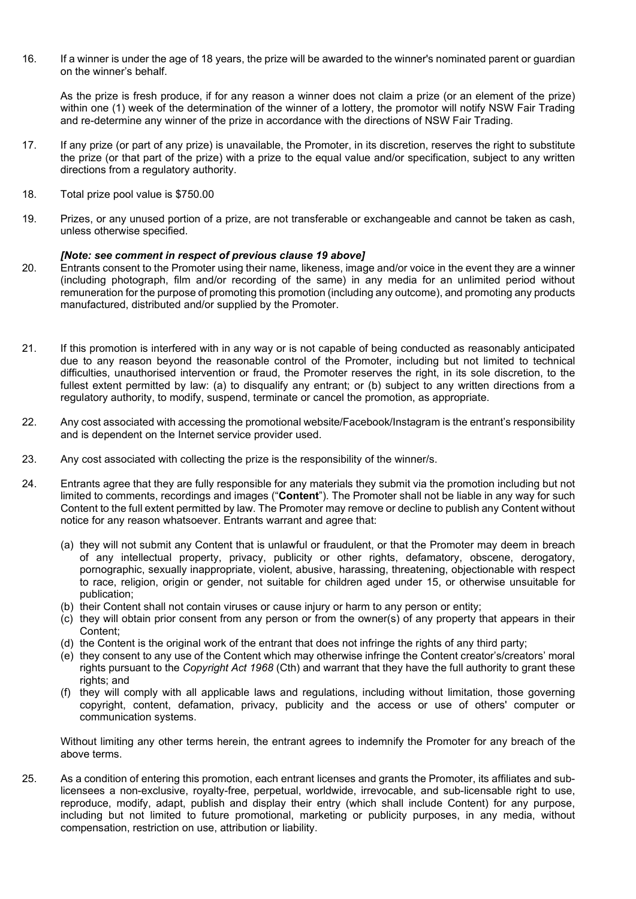16. If a winner is under the age of 18 years, the prize will be awarded to the winner's nominated parent or guardian on the winner's behalf.

    As the prize is fresh produce, if for any reason a winner does not claim a prize (or an element of the prize) within one (1) week of the determination of the winner of a lottery, the promotor will notify NSW Fair Trading and re-determine any winner of the prize in accordance with the directions of NSW Fair Trading.

17. If any prize (or part of any prize) is unavailable, the Promoter, in its discretion, reserves the right to substitute the prize (or that part of the prize) with a prize to the equal value and/or specification, subject to any written directions from a regulatory authority.

18. Total prize pool value is $750.00

19. Prizes, or any unused portion of a prize, are not transferable or exchangeable and cannot be taken as cash, unless otherwise specified.

    ***[Note: see comment in respect of previous clause 19 above]***

20. Entrants consent to the Promoter using their name, likeness, image and/or voice in the event they are a winner (including photograph, film and/or recording of the same) in any media for an unlimited period without remuneration for the purpose of promoting this promotion (including any outcome), and promoting any products manufactured, distributed and/or supplied by the Promoter.

21. If this promotion is interfered with in any way or is not capable of being conducted as reasonably anticipated due to any reason beyond the reasonable control of the Promoter, including but not limited to technical difficulties, unauthorised intervention or fraud, the Promoter reserves the right, in its sole discretion, to the fullest extent permitted by law: (a) to disqualify any entrant; or (b) subject to any written directions from a regulatory authority, to modify, suspend, terminate or cancel the promotion, as appropriate.

22. Any cost associated with accessing the promotional website/Facebook/Instagram is the entrant's responsibility and is dependent on the Internet service provider used.

23. Any cost associated with collecting the prize is the responsibility of the winner/s.

24. Entrants agree that they are fully responsible for any materials they submit via the promotion including but not limited to comments, recordings and images ("**Content**"). The Promoter shall not be liable in any way for such Content to the full extent permitted by law. The Promoter may remove or decline to publish any Content without notice for any reason whatsoever. Entrants warrant and agree that:

    (a) they will not submit any Content that is unlawful or fraudulent, or that the Promoter may deem in breach of any intellectual property, privacy, publicity or other rights, defamatory, obscene, derogatory, pornographic, sexually inappropriate, violent, abusive, harassing, threatening, objectionable with respect to race, religion, origin or gender, not suitable for children aged under 15, or otherwise unsuitable for publication;
    (b) their Content shall not contain viruses or cause injury or harm to any person or entity;
    (c) they will obtain prior consent from any person or from the owner(s) of any property that appears in their Content;
    (d) the Content is the original work of the entrant that does not infringe the rights of any third party;
    (e) they consent to any use of the Content which may otherwise infringe the Content creator's/creators' moral rights pursuant to the *Copyright Act 1968* (Cth) and warrant that they have the full authority to grant these rights; and
    (f) they will comply with all applicable laws and regulations, including without limitation, those governing copyright, content, defamation, privacy, publicity and the access or use of others' computer or communication systems.

    Without limiting any other terms herein, the entrant agrees to indemnify the Promoter for any breach of the above terms.

25. As a condition of entering this promotion, each entrant licenses and grants the Promoter, its affiliates and sub-licensees a non-exclusive, royalty-free, perpetual, worldwide, irrevocable, and sub-licensable right to use, reproduce, modify, adapt, publish and display their entry (which shall include Content) for any purpose, including but not limited to future promotional, marketing or publicity purposes, in any media, without compensation, restriction on use, attribution or liability.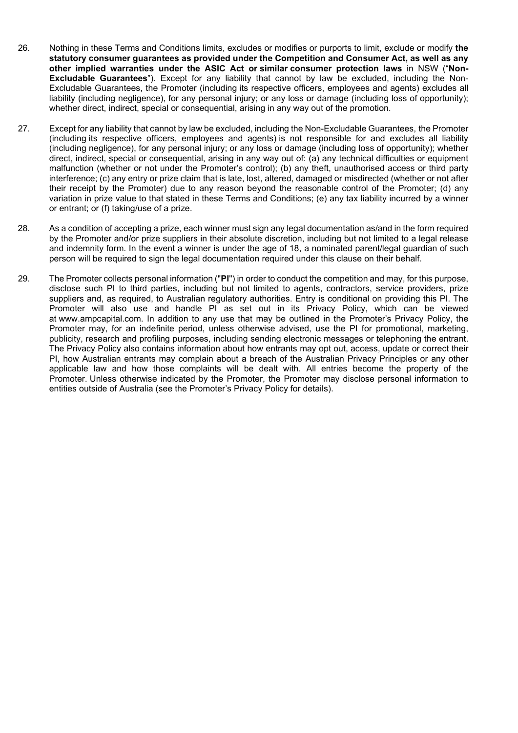26. Nothing in these Terms and Conditions limits, excludes or modifies or purports to limit, exclude or modify **the statutory consumer guarantees as provided under the Competition and Consumer Act, as well as any other implied warranties under the ASIC Act or similar consumer protection laws** in NSW ("**Non-Excludable Guarantees**"). Except for any liability that cannot by law be excluded, including the Non-Excludable Guarantees, the Promoter (including its respective officers, employees and agents) excludes all liability (including negligence), for any personal injury; or any loss or damage (including loss of opportunity); whether direct, indirect, special or consequential, arising in any way out of the promotion.

27. Except for any liability that cannot by law be excluded, including the Non-Excludable Guarantees, the Promoter (including its respective officers, employees and agents) is not responsible for and excludes all liability (including negligence), for any personal injury; or any loss or damage (including loss of opportunity); whether direct, indirect, special or consequential, arising in any way out of: (a) any technical difficulties or equipment malfunction (whether or not under the Promoter's control); (b) any theft, unauthorised access or third party interference; (c) any entry or prize claim that is late, lost, altered, damaged or misdirected (whether or not after their receipt by the Promoter) due to any reason beyond the reasonable control of the Promoter; (d) any variation in prize value to that stated in these Terms and Conditions; (e) any tax liability incurred by a winner or entrant; or (f) taking/use of a prize.

28. As a condition of accepting a prize, each winner must sign any legal documentation as/and in the form required by the Promoter and/or prize suppliers in their absolute discretion, including but not limited to a legal release and indemnity form. In the event a winner is under the age of 18, a nominated parent/legal guardian of such person will be required to sign the legal documentation required under this clause on their behalf.

29. The Promoter collects personal information ("**PI**") in order to conduct the competition and may, for this purpose, disclose such PI to third parties, including but not limited to agents, contractors, service providers, prize suppliers and, as required, to Australian regulatory authorities. Entry is conditional on providing this PI. The Promoter will also use and handle PI as set out in its Privacy Policy, which can be viewed at www.ampcapital.com. In addition to any use that may be outlined in the Promoter's Privacy Policy, the Promoter may, for an indefinite period, unless otherwise advised, use the PI for promotional, marketing, publicity, research and profiling purposes, including sending electronic messages or telephoning the entrant. The Privacy Policy also contains information about how entrants may opt out, access, update or correct their PI, how Australian entrants may complain about a breach of the Australian Privacy Principles or any other applicable law and how those complaints will be dealt with. All entries become the property of the Promoter. Unless otherwise indicated by the Promoter, the Promoter may disclose personal information to entities outside of Australia (see the Promoter's Privacy Policy for details).